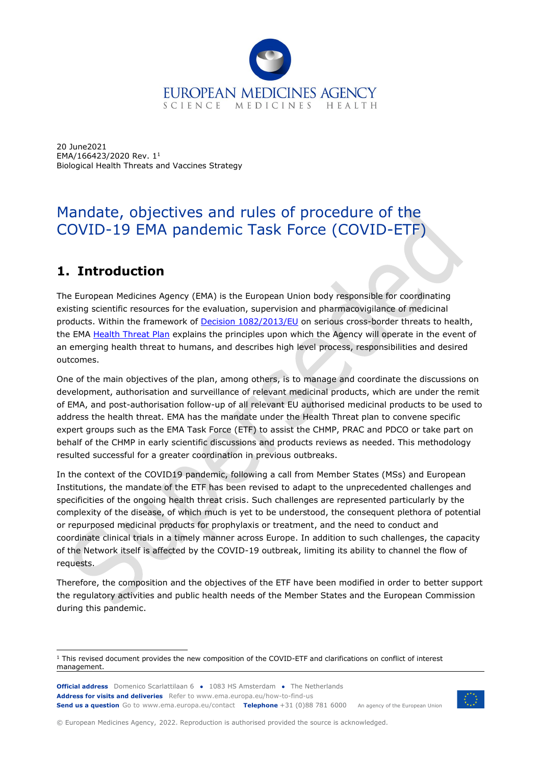20 June2021
EMA/166423/2020 Rev. 1[1]
Biological Health Threats and Vaccines Strategy

# Mandate, objectives and rules of procedure of the COVID-19 EMA pandemic Task Force (COVID-ETF)

## 1. Introduction

The European Medicines Agency (EMA) is the European Union body responsible for coordinating existing scientific resources for the evaluation, supervision and pharmacovigilance of medicinal products. Within the framework of Decision 1082/2013/EU on serious cross-border threats to health, the EMA Health Threat Plan explains the principles upon which the Agency will operate in the event of an emerging health threat to humans, and describes high level process, responsibilities and desired outcomes.

One of the main objectives of the plan, among others, is to manage and coordinate the discussions on development, authorisation and surveillance of relevant medicinal products, which are under the remit of EMA, and post-authorisation follow-up of all relevant EU authorised medicinal products to be used to address the health threat. EMA has the mandate under the Health Threat plan to convene specific expert groups such as the EMA Task Force (ETF) to assist the CHMP, PRAC and PDCO or take part on behalf of the CHMP in early scientific discussions and products reviews as needed. This methodology resulted successful for a greater coordination in previous outbreaks.

In the context of the COVID19 pandemic, following a call from Member States (MSs) and European Institutions, the mandate of the ETF has been revised to adapt to the unprecedented challenges and specificities of the ongoing health threat crisis. Such challenges are represented particularly by the complexity of the disease, of which much is yet to be understood, the consequent plethora of potential or repurposed medicinal products for prophylaxis or treatment, and the need to conduct and coordinate clinical trials in a timely manner across Europe. In addition to such challenges, the capacity of the Network itself is affected by the COVID-19 outbreak, limiting its ability to channel the flow of requests.

Therefore, the composition and the objectives of the ETF have been modified in order to better support the regulatory activities and public health needs of the Member States and the European Commission during this pandemic.

[1] This revised document provides the new composition of the COVID-ETF and clarifications on conflict of interest management.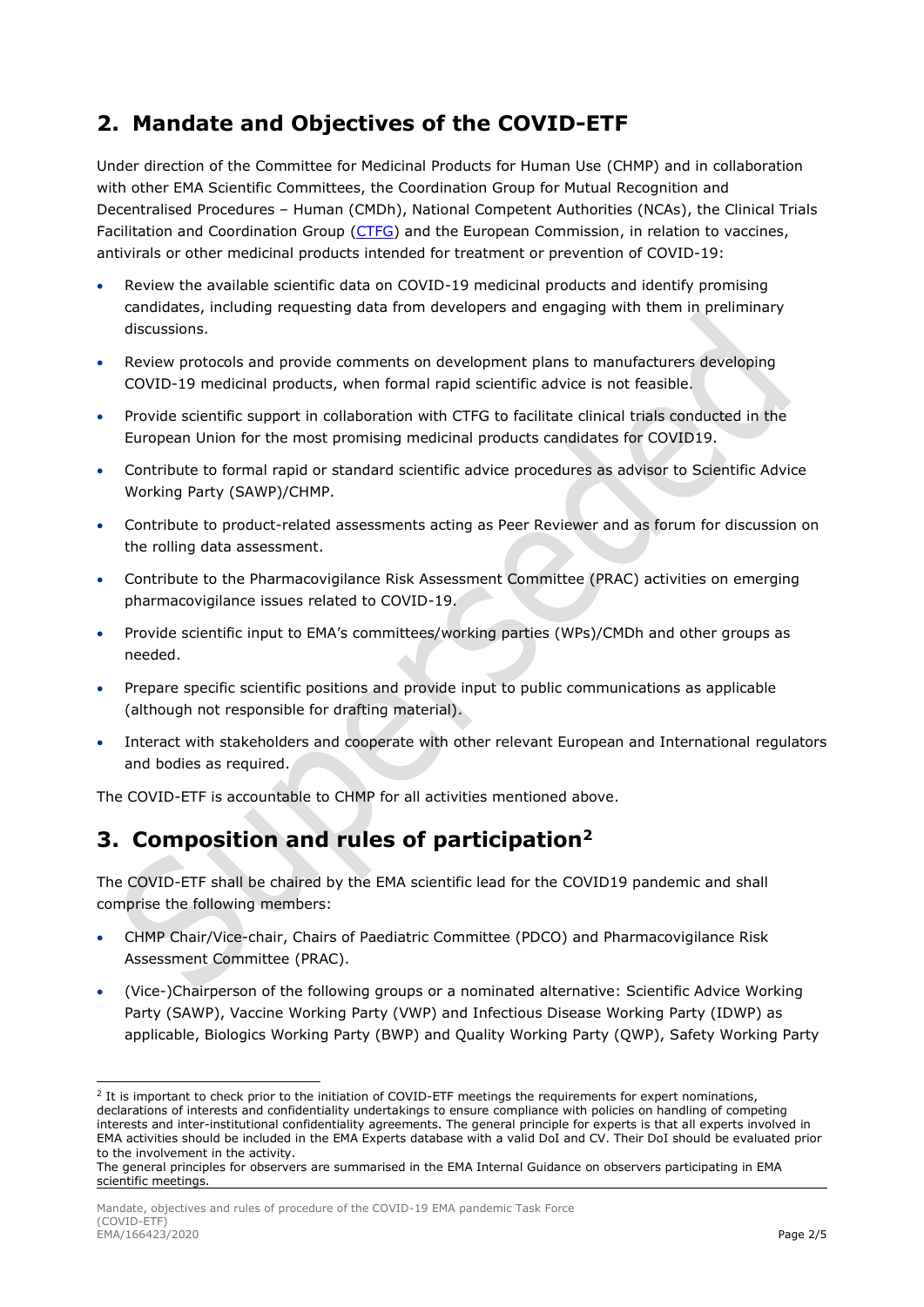## 2. Mandate and Objectives of the COVID-ETF

Under direction of the Committee for Medicinal Products for Human Use (CHMP) and in collaboration with other EMA Scientific Committees, the Coordination Group for Mutual Recognition and Decentralised Procedures – Human (CMDh), National Competent Authorities (NCAs), the Clinical Trials Facilitation and Coordination Group (CTFG) and the European Commission, in relation to vaccines, antivirals or other medicinal products intended for treatment or prevention of COVID-19:

- Review the available scientific data on COVID-19 medicinal products and identify promising candidates, including requesting data from developers and engaging with them in preliminary discussions.
- Review protocols and provide comments on development plans to manufacturers developing COVID-19 medicinal products, when formal rapid scientific advice is not feasible.
- Provide scientific support in collaboration with CTFG to facilitate clinical trials conducted in the European Union for the most promising medicinal products candidates for COVID19.
- Contribute to formal rapid or standard scientific advice procedures as advisor to Scientific Advice Working Party (SAWP)/CHMP.
- Contribute to product-related assessments acting as Peer Reviewer and as forum for discussion on the rolling data assessment.
- Contribute to the Pharmacovigilance Risk Assessment Committee (PRAC) activities on emerging pharmacovigilance issues related to COVID-19.
- Provide scientific input to EMA's committees/working parties (WPs)/CMDh and other groups as needed.
- Prepare specific scientific positions and provide input to public communications as applicable (although not responsible for drafting material).
- Interact with stakeholders and cooperate with other relevant European and International regulators and bodies as required.

The COVID-ETF is accountable to CHMP for all activities mentioned above.

## 3. Composition and rules of participation[2]

The COVID-ETF shall be chaired by the EMA scientific lead for the COVID19 pandemic and shall comprise the following members:

- CHMP Chair/Vice-chair, Chairs of Paediatric Committee (PDCO) and Pharmacovigilance Risk Assessment Committee (PRAC).
- (Vice-)Chairperson of the following groups or a nominated alternative: Scientific Advice Working Party (SAWP), Vaccine Working Party (VWP) and Infectious Disease Working Party (IDWP) as applicable, Biologics Working Party (BWP) and Quality Working Party (QWP), Safety Working Party

[2] It is important to check prior to the initiation of COVID-ETF meetings the requirements for expert nominations, declarations of interests and confidentiality undertakings to ensure compliance with policies on handling of competing interests and inter-institutional confidentiality agreements. The general principle for experts is that all experts involved in EMA activities should be included in the EMA Experts database with a valid DoI and CV. Their DoI should be evaluated prior to the involvement in the activity.
The general principles for observers are summarised in the EMA Internal Guidance on observers participating in EMA scientific meetings.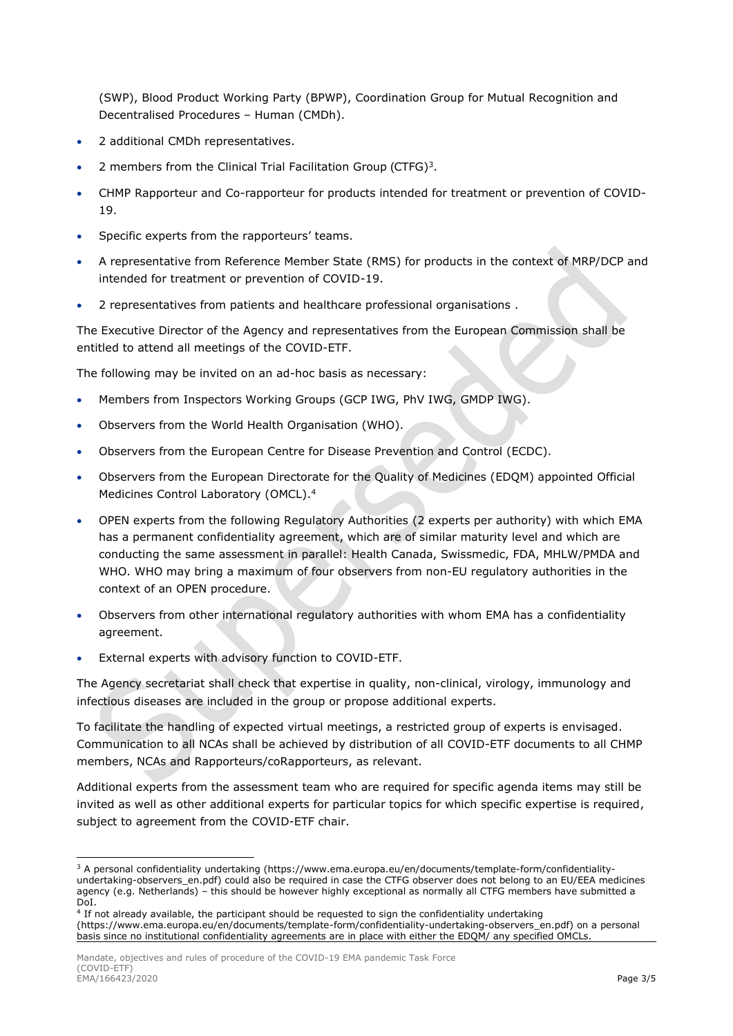(SWP), Blood Product Working Party (BPWP), Coordination Group for Mutual Recognition and Decentralised Procedures – Human (CMDh).

- 2 additional CMDh representatives.
- 2 members from the Clinical Trial Facilitation Group (CTFG)[3].
- CHMP Rapporteur and Co-rapporteur for products intended for treatment or prevention of COVID-19.
- Specific experts from the rapporteurs' teams.
- A representative from Reference Member State (RMS) for products in the context of MRP/DCP and intended for treatment or prevention of COVID-19.
- 2 representatives from patients and healthcare professional organisations .

The Executive Director of the Agency and representatives from the European Commission shall be entitled to attend all meetings of the COVID-ETF.

The following may be invited on an ad-hoc basis as necessary:

- Members from Inspectors Working Groups (GCP IWG, PhV IWG, GMDP IWG).
- Observers from the World Health Organisation (WHO).
- Observers from the European Centre for Disease Prevention and Control (ECDC).
- Observers from the European Directorate for the Quality of Medicines (EDQM) appointed Official Medicines Control Laboratory (OMCL).[4]
- OPEN experts from the following Regulatory Authorities (2 experts per authority) with which EMA has a permanent confidentiality agreement, which are of similar maturity level and which are conducting the same assessment in parallel: Health Canada, Swissmedic, FDA, MHLW/PMDA and WHO. WHO may bring a maximum of four observers from non-EU regulatory authorities in the context of an OPEN procedure.
- Observers from other international regulatory authorities with whom EMA has a confidentiality agreement.
- External experts with advisory function to COVID-ETF.

The Agency secretariat shall check that expertise in quality, non-clinical, virology, immunology and infectious diseases are included in the group or propose additional experts.

To facilitate the handling of expected virtual meetings, a restricted group of experts is envisaged. Communication to all NCAs shall be achieved by distribution of all COVID-ETF documents to all CHMP members, NCAs and Rapporteurs/coRapporteurs, as relevant.

Additional experts from the assessment team who are required for specific agenda items may still be invited as well as other additional experts for particular topics for which specific expertise is required, subject to agreement from the COVID-ETF chair.

---

[3] A personal confidentiality undertaking (https://www.ema.europa.eu/en/documents/template-form/confidentiality-undertaking-observers_en.pdf) could also be required in case the CTFG observer does not belong to an EU/EEA medicines agency (e.g. Netherlands) – this should be however highly exceptional as normally all CTFG members have submitted a DoI.

[4] If not already available, the participant should be requested to sign the confidentiality undertaking (https://www.ema.europa.eu/en/documents/template-form/confidentiality-undertaking-observers_en.pdf) on a personal basis since no institutional confidentiality agreements are in place with either the EDQM/ any specified OMCLs.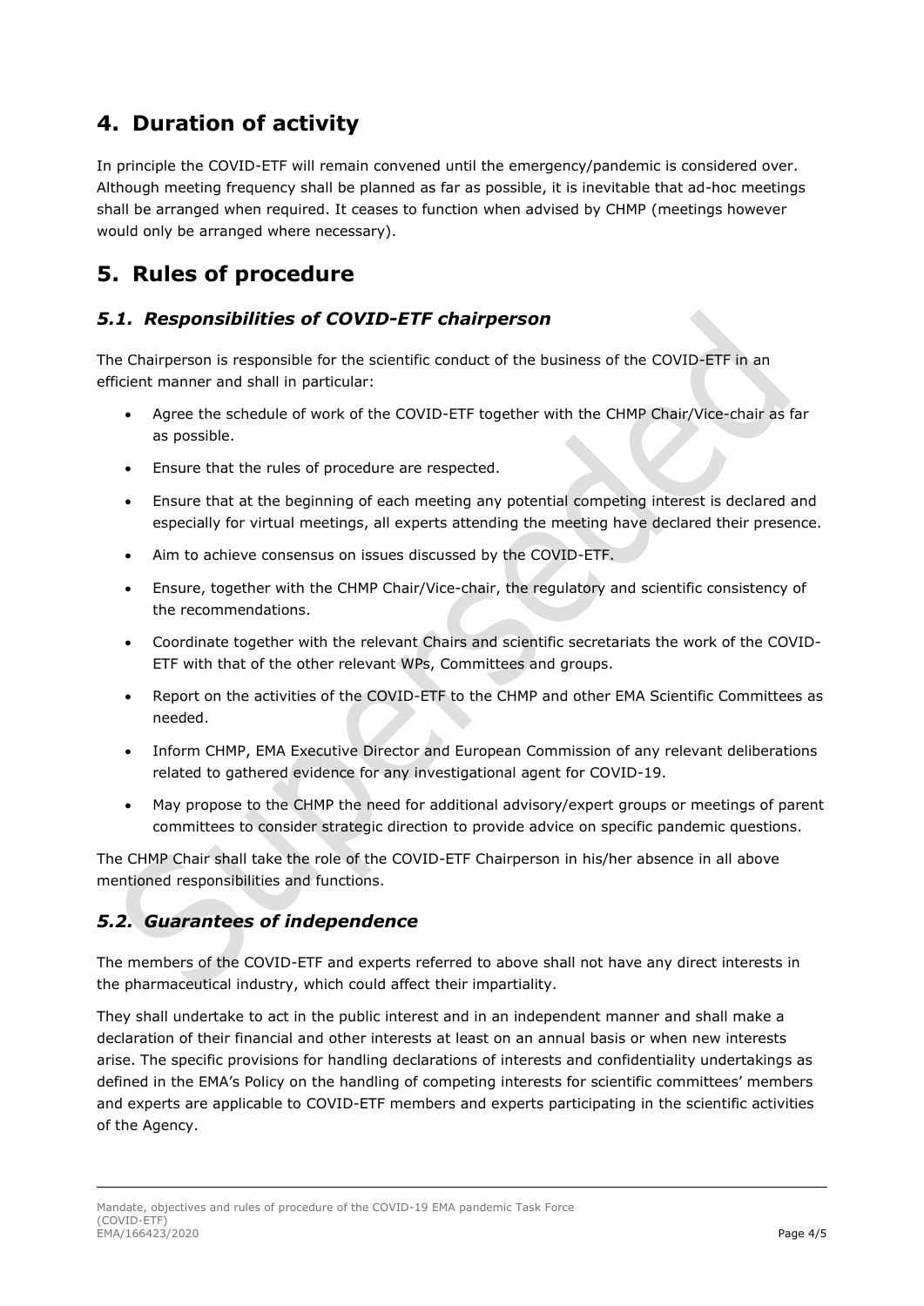## 4. Duration of activity

In principle the COVID-ETF will remain convened until the emergency/pandemic is considered over. Although meeting frequency shall be planned as far as possible, it is inevitable that ad-hoc meetings shall be arranged when required. It ceases to function when advised by CHMP (meetings however would only be arranged where necessary).

## 5. Rules of procedure

### *5.1. Responsibilities of COVID-ETF chairperson*

The Chairperson is responsible for the scientific conduct of the business of the COVID-ETF in an efficient manner and shall in particular:

- Agree the schedule of work of the COVID-ETF together with the CHMP Chair/Vice-chair as far as possible.
- Ensure that the rules of procedure are respected.
- Ensure that at the beginning of each meeting any potential competing interest is declared and especially for virtual meetings, all experts attending the meeting have declared their presence.
- Aim to achieve consensus on issues discussed by the COVID-ETF.
- Ensure, together with the CHMP Chair/Vice-chair, the regulatory and scientific consistency of the recommendations.
- Coordinate together with the relevant Chairs and scientific secretariats the work of the COVID-ETF with that of the other relevant WPs, Committees and groups.
- Report on the activities of the COVID-ETF to the CHMP and other EMA Scientific Committees as needed.
- Inform CHMP, EMA Executive Director and European Commission of any relevant deliberations related to gathered evidence for any investigational agent for COVID-19.
- May propose to the CHMP the need for additional advisory/expert groups or meetings of parent committees to consider strategic direction to provide advice on specific pandemic questions.

The CHMP Chair shall take the role of the COVID-ETF Chairperson in his/her absence in all above mentioned responsibilities and functions.

### *5.2. Guarantees of independence*

The members of the COVID-ETF and experts referred to above shall not have any direct interests in the pharmaceutical industry, which could affect their impartiality.

They shall undertake to act in the public interest and in an independent manner and shall make a declaration of their financial and other interests at least on an annual basis or when new interests arise. The specific provisions for handling declarations of interests and confidentiality undertakings as defined in the EMA's Policy on the handling of competing interests for scientific committees' members and experts are applicable to COVID-ETF members and experts participating in the scientific activities of the Agency.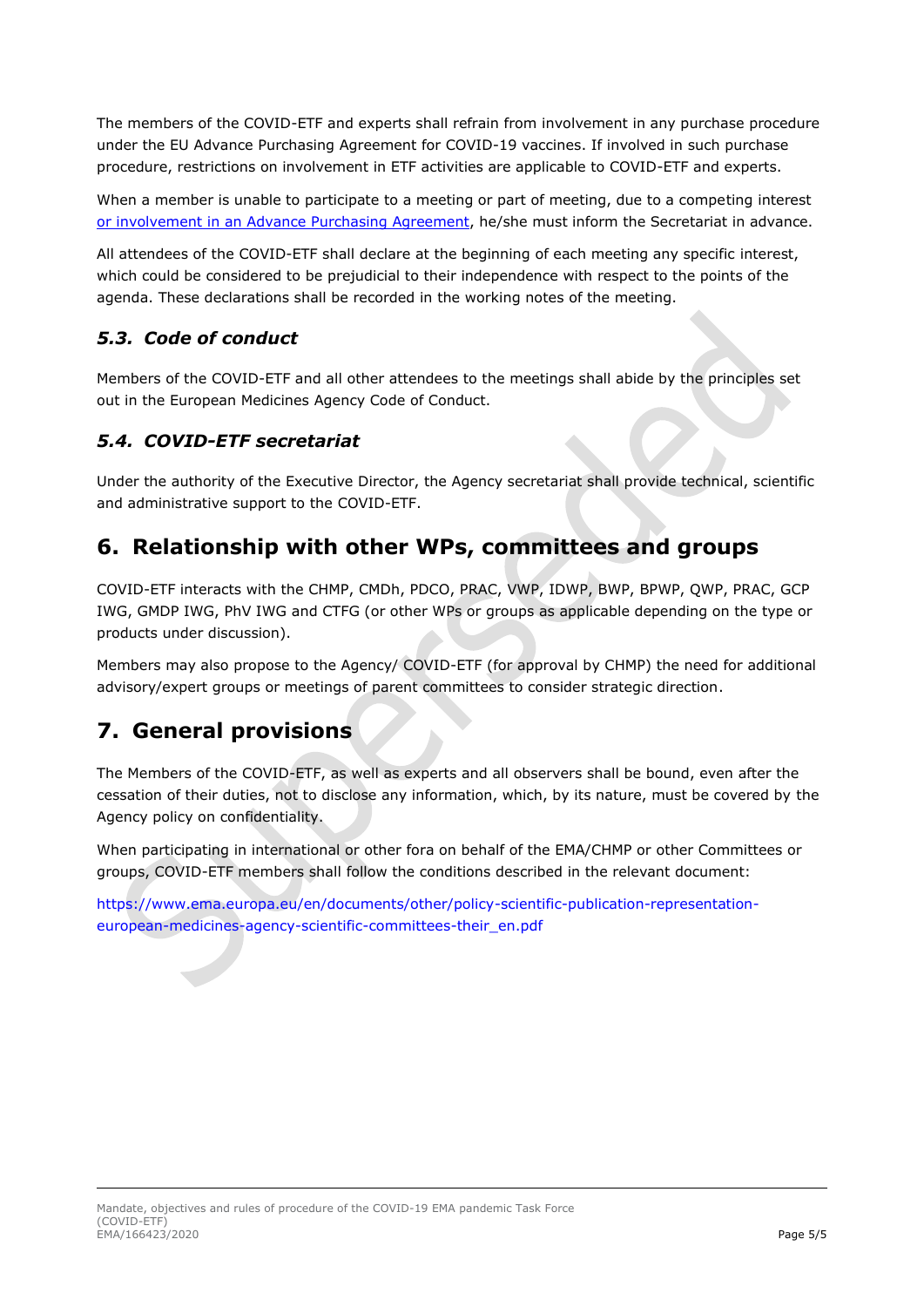The members of the COVID-ETF and experts shall refrain from involvement in any purchase procedure under the EU Advance Purchasing Agreement for COVID-19 vaccines. If involved in such purchase procedure, restrictions on involvement in ETF activities are applicable to COVID-ETF and experts.

When a member is unable to participate to a meeting or part of meeting, due to a competing interest or involvement in an Advance Purchasing Agreement, he/she must inform the Secretariat in advance.

All attendees of the COVID-ETF shall declare at the beginning of each meeting any specific interest, which could be considered to be prejudicial to their independence with respect to the points of the agenda. These declarations shall be recorded in the working notes of the meeting.

### *5.3. Code of conduct*

Members of the COVID-ETF and all other attendees to the meetings shall abide by the principles set out in the European Medicines Agency Code of Conduct.

### *5.4. COVID-ETF secretariat*

Under the authority of the Executive Director, the Agency secretariat shall provide technical, scientific and administrative support to the COVID-ETF.

## 6. Relationship with other WPs, committees and groups

COVID-ETF interacts with the CHMP, CMDh, PDCO, PRAC, VWP, IDWP, BWP, BPWP, QWP, PRAC, GCP IWG, GMDP IWG, PhV IWG and CTFG (or other WPs or groups as applicable depending on the type or products under discussion).

Members may also propose to the Agency/ COVID-ETF (for approval by CHMP) the need for additional advisory/expert groups or meetings of parent committees to consider strategic direction.

## 7. General provisions

The Members of the COVID-ETF, as well as experts and all observers shall be bound, even after the cessation of their duties, not to disclose any information, which, by its nature, must be covered by the Agency policy on confidentiality.

When participating in international or other fora on behalf of the EMA/CHMP or other Committees or groups, COVID-ETF members shall follow the conditions described in the relevant document:

https://www.ema.europa.eu/en/documents/other/policy-scientific-publication-representation-european-medicines-agency-scientific-committees-their_en.pdf